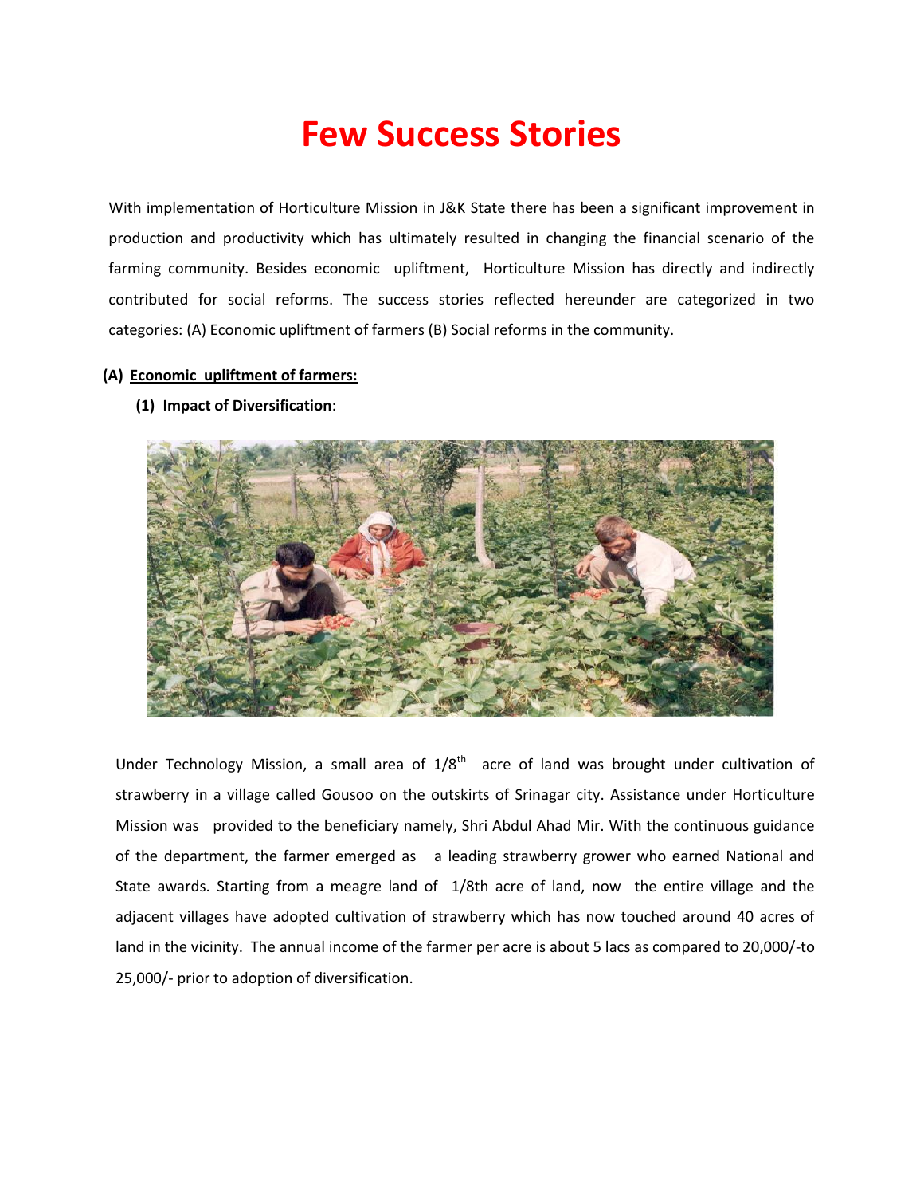# Few Success Stories

With implementation of Horticulture Mission in J&K State there has been a significant improvement in production and productivity which has ultimately resulted in changing the financial scenario of the farming community. Besides economic upliftment, Horticulture Mission has directly and indirectly contributed for social reforms. The success stories reflected hereunder are categorized in two categories: (A) Economic upliftment of farmers (B) Social reforms in the community.

**(A) Economic upliftment of farmers:**

**(1) Impact of Diversification:**

Under Technology Mission, a small area of 1/8th acre of land was brought under cultivation of strawberry in a village called Gousoo on the outskirts of Srinagar city. Assistance under Horticulture Mission was provided to the beneficiary namely, Shri Abdul Ahad Mir. With the continuous guidance of the department, the farmer emerged as a leading strawberry grower who earned National and State awards. Starting from a meagre land of 1/8th acre of land, now the entire village and the adjacent villages have adopted cultivation of strawberry which has now touched around 40 acres of land in the vicinity. The annual income of the farmer per acre is about 5 lacs as compared to 20,000/-to 25,000/- prior to adoption of diversification.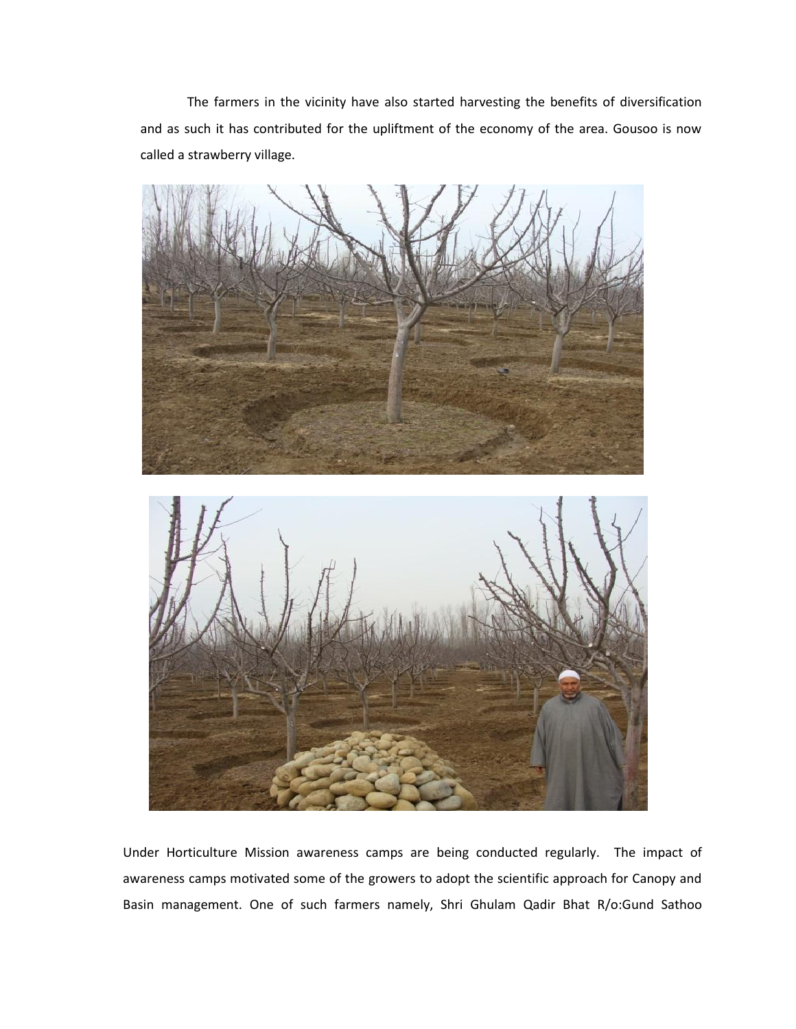The farmers in the vicinity have also started harvesting the benefits of diversification and as such it has contributed for the upliftment of the economy of the area. Gousoo is now called a strawberry village.

Under Horticulture Mission awareness camps are being conducted regularly. The impact of awareness camps motivated some of the growers to adopt the scientific approach for Canopy and Basin management. One of such farmers namely, Shri Ghulam Qadir Bhat R/o:Gund Sathoo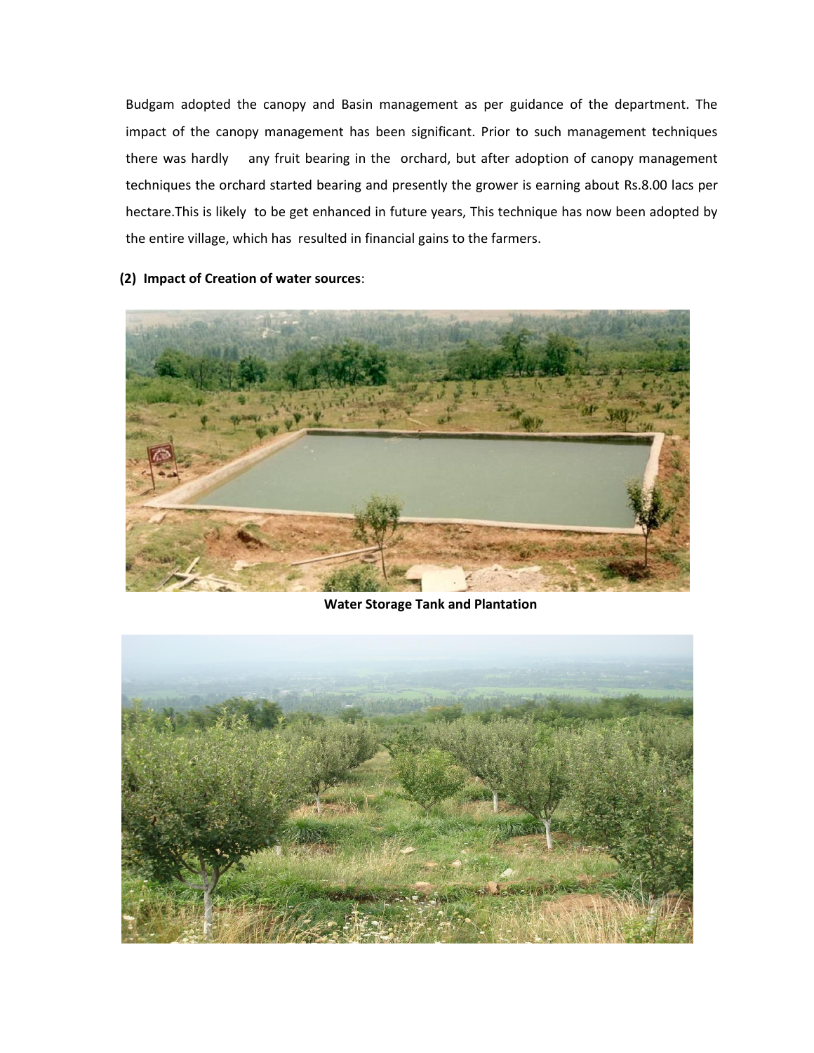Budgam adopted the canopy and Basin management as per guidance of the department. The impact of the canopy management has been significant. Prior to such management techniques there was hardly any fruit bearing in the orchard, but after adoption of canopy management techniques the orchard started bearing and presently the grower is earning about Rs.8.00 lacs per hectare.This is likely to be get enhanced in future years, This technique has now been adopted by the entire village, which has resulted in financial gains to the farmers.

**(2) Impact of Creation of water sources**:

**Water Storage Tank and Plantation**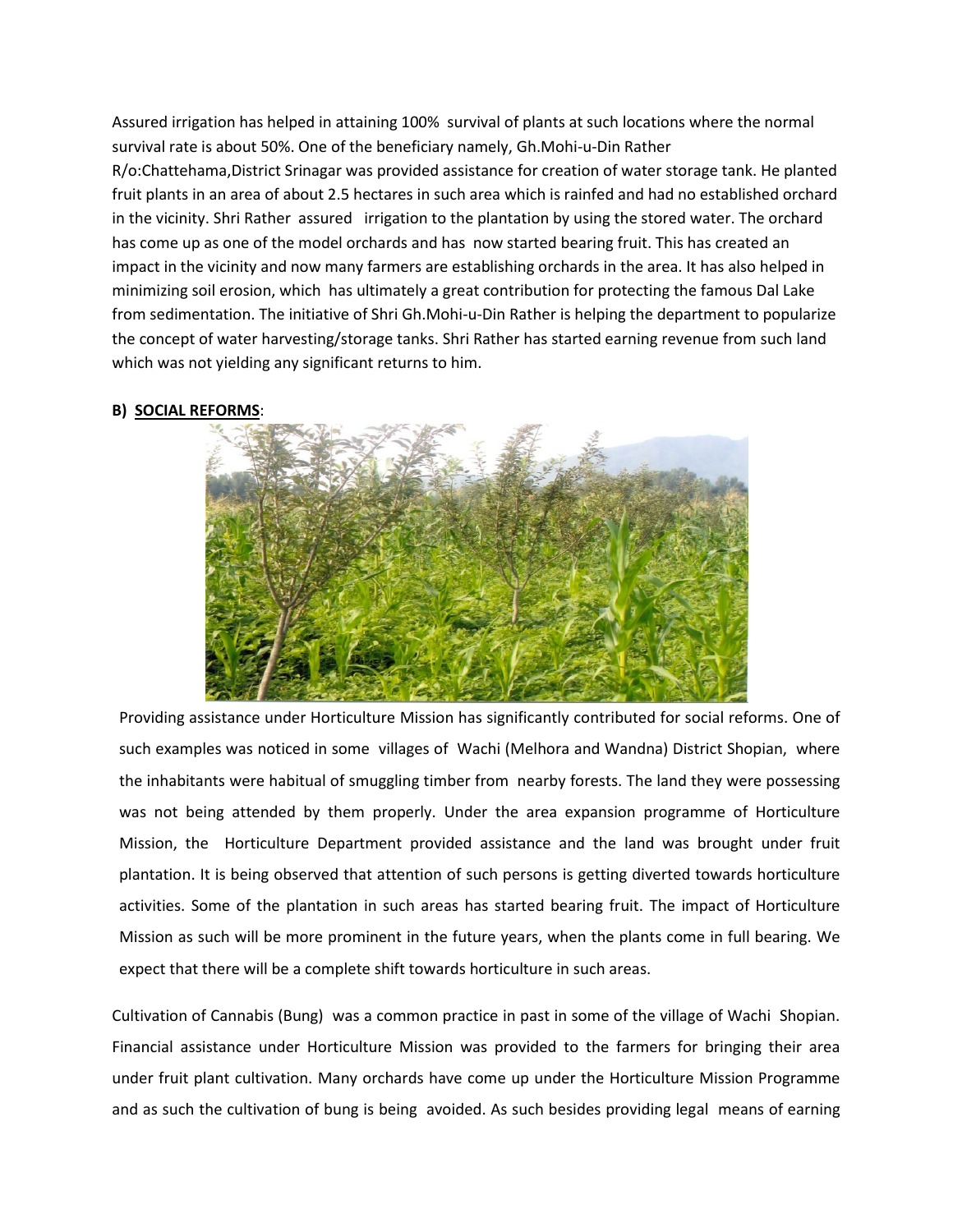Assured irrigation has helped in attaining 100% survival of plants at such locations where the normal survival rate is about 50%. One of the beneficiary namely, Gh.Mohi-u-Din Rather R/o:Chattehama,District Srinagar was provided assistance for creation of water storage tank. He planted fruit plants in an area of about 2.5 hectares in such area which is rainfed and had no established orchard in the vicinity. Shri Rather assured irrigation to the plantation by using the stored water. The orchard has come up as one of the model orchards and has now started bearing fruit. This has created an impact in the vicinity and now many farmers are establishing orchards in the area. It has also helped in minimizing soil erosion, which has ultimately a great contribution for protecting the famous Dal Lake from sedimentation. The initiative of Shri Gh.Mohi-u-Din Rather is helping the department to popularize the concept of water harvesting/storage tanks. Shri Rather has started earning revenue from such land which was not yielding any significant returns to him.

**B) SOCIAL REFORMS**:

Providing assistance under Horticulture Mission has significantly contributed for social reforms. One of such examples was noticed in some villages of Wachi (Melhora and Wandna) District Shopian, where the inhabitants were habitual of smuggling timber from nearby forests. The land they were possessing was not being attended by them properly. Under the area expansion programme of Horticulture Mission, the Horticulture Department provided assistance and the land was brought under fruit plantation. It is being observed that attention of such persons is getting diverted towards horticulture activities. Some of the plantation in such areas has started bearing fruit. The impact of Horticulture Mission as such will be more prominent in the future years, when the plants come in full bearing. We expect that there will be a complete shift towards horticulture in such areas.

Cultivation of Cannabis (Bung) was a common practice in past in some of the village of Wachi Shopian. Financial assistance under Horticulture Mission was provided to the farmers for bringing their area under fruit plant cultivation. Many orchards have come up under the Horticulture Mission Programme and as such the cultivation of bung is being avoided. As such besides providing legal means of earning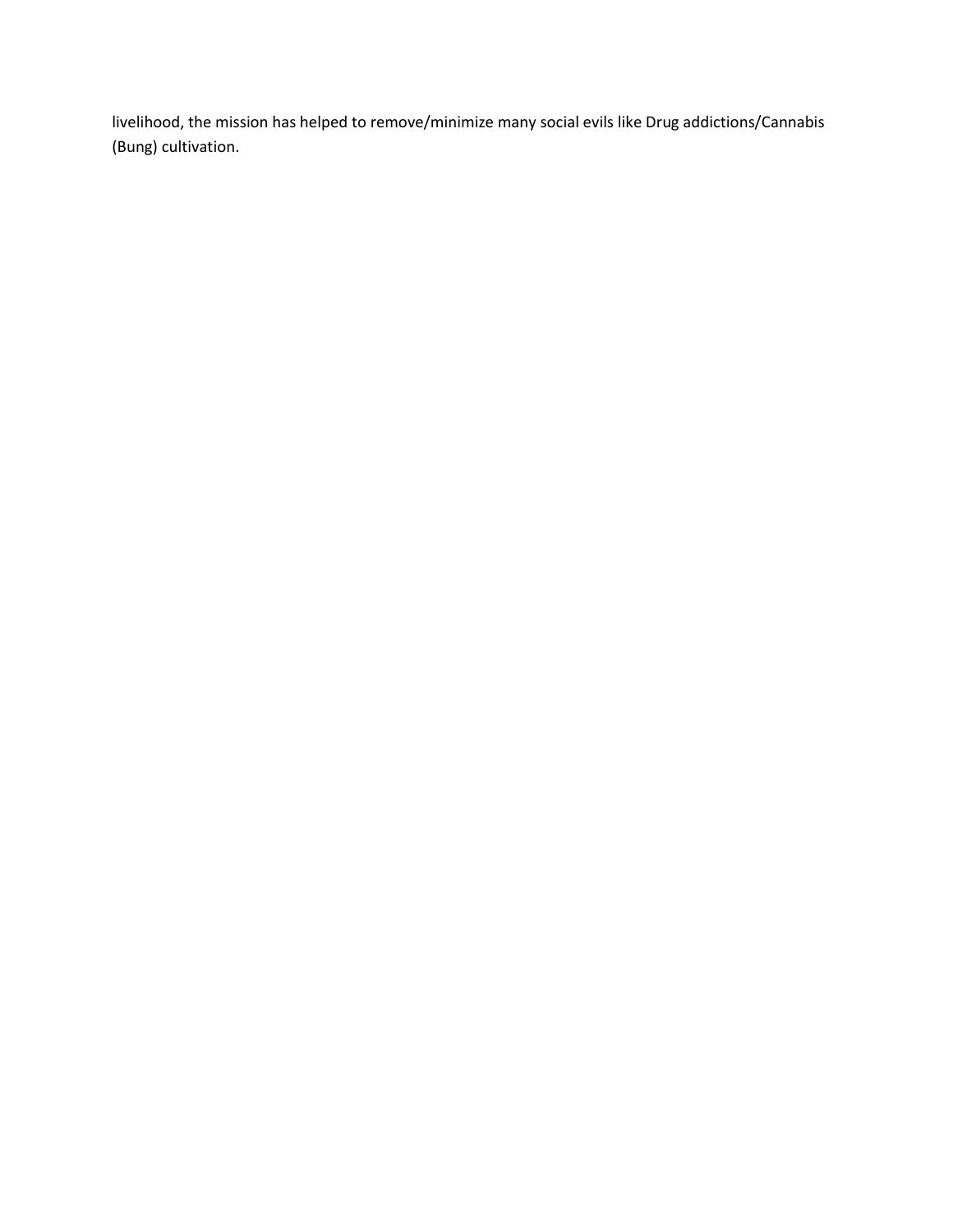livelihood, the mission has helped to remove/minimize many social evils like Drug addictions/Cannabis (Bung) cultivation.